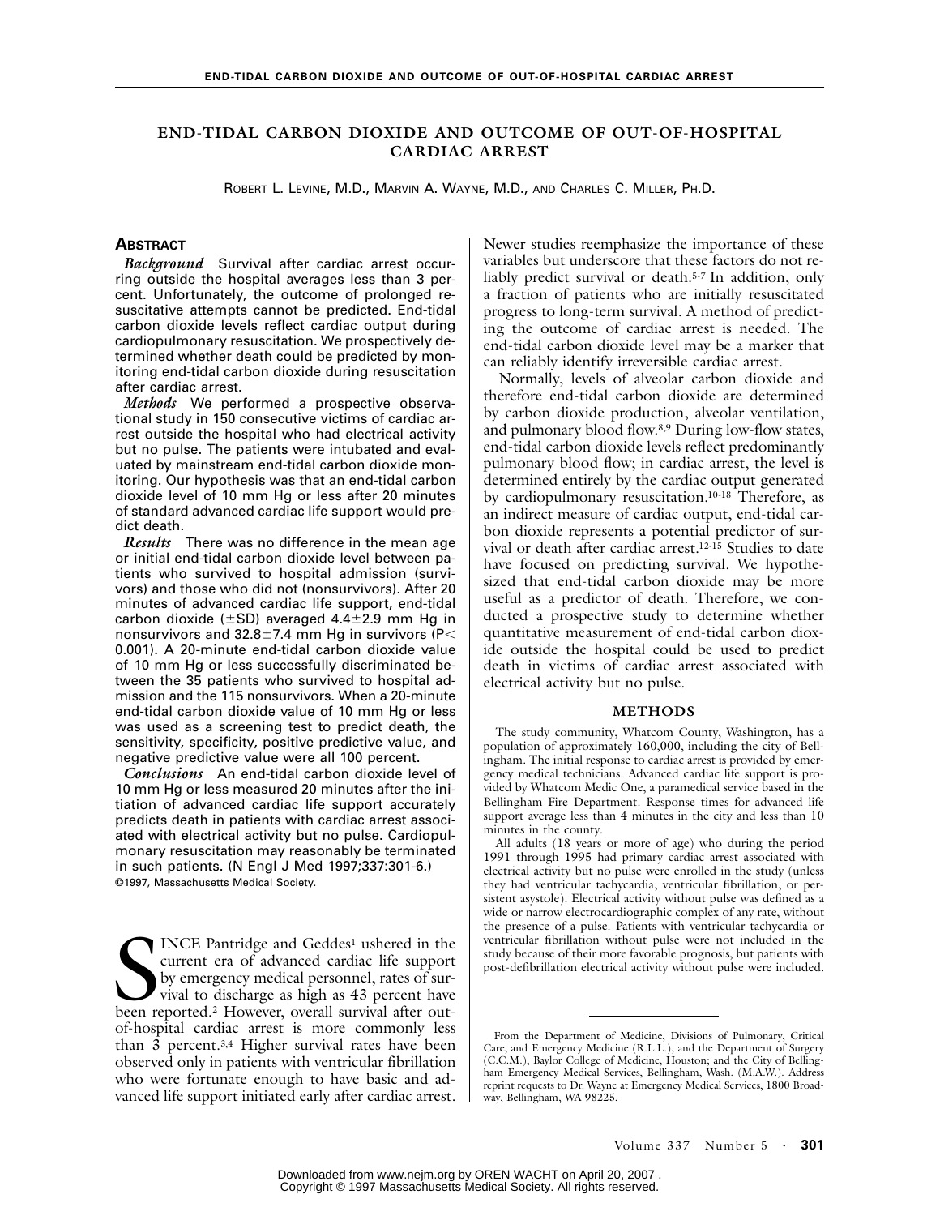# END-TIDAL CARBON DIOXIDE AND OUTCOME OF OUT-OF-HOSPITAL CARDIAC ARREST

ROBERT L. LEVINE, M.D., MARVIN A. WAYNE, M.D., AND CHARLES C. MILLER, PH.D.

## ABSTRACT

***Background*** Survival after cardiac arrest occurring outside the hospital averages less than 3 percent. Unfortunately, the outcome of prolonged resuscitative attempts cannot be predicted. End-tidal carbon dioxide levels reflect cardiac output during cardiopulmonary resuscitation. We prospectively determined whether death could be predicted by monitoring end-tidal carbon dioxide during resuscitation after cardiac arrest.

***Methods*** We performed a prospective observational study in 150 consecutive victims of cardiac arrest outside the hospital who had electrical activity but no pulse. The patients were intubated and evaluated by mainstream end-tidal carbon dioxide monitoring. Our hypothesis was that an end-tidal carbon dioxide level of 10 mm Hg or less after 20 minutes of standard advanced cardiac life support would predict death.

***Results*** There was no difference in the mean age or initial end-tidal carbon dioxide level between patients who survived to hospital admission (survivors) and those who did not (nonsurvivors). After 20 minutes of advanced cardiac life support, end-tidal carbon dioxide (±SD) averaged 4.4±2.9 mm Hg in nonsurvivors and 32.8±7.4 mm Hg in survivors ($P<0.001$). A 20-minute end-tidal carbon dioxide value of 10 mm Hg or less successfully discriminated between the 35 patients who survived to hospital admission and the 115 nonsurvivors. When a 20-minute end-tidal carbon dioxide value of 10 mm Hg or less was used as a screening test to predict death, the sensitivity, specificity, positive predictive value, and negative predictive value were all 100 percent.

***Conclusions*** An end-tidal carbon dioxide level of 10 mm Hg or less measured 20 minutes after the initiation of advanced cardiac life support accurately predicts death in patients with cardiac arrest associated with electrical activity but no pulse. Cardiopulmonary resuscitation may reasonably be terminated in such patients. (N Engl J Med 1997;337:301-6.)

©1997, Massachusetts Medical Society.

SINCE Pantridge and Geddes[1] ushered in the current era of advanced cardiac life support by emergency medical personnel, rates of survival to discharge as high as 43 percent have been reported.[2] However, overall survival after out-of-hospital cardiac arrest is more commonly less than 3 percent.[3,4] Higher survival rates have been observed only in patients with ventricular fibrillation who were fortunate enough to have basic and advanced life support initiated early after cardiac arrest. Newer studies reemphasize the importance of these variables but underscore that these factors do not reliably predict survival or death.[5-7] In addition, only a fraction of patients who are initially resuscitated progress to long-term survival. A method of predicting the outcome of cardiac arrest is needed. The end-tidal carbon dioxide level may be a marker that can reliably identify irreversible cardiac arrest.

Normally, levels of alveolar carbon dioxide and therefore end-tidal carbon dioxide are determined by carbon dioxide production, alveolar ventilation, and pulmonary blood flow.[8,9] During low-flow states, end-tidal carbon dioxide levels reflect predominantly pulmonary blood flow; in cardiac arrest, the level is determined entirely by the cardiac output generated by cardiopulmonary resuscitation.[10-18] Therefore, as an indirect measure of cardiac output, end-tidal carbon dioxide represents a potential predictor of survival or death after cardiac arrest.[12-15] Studies to date have focused on predicting survival. We hypothesized that end-tidal carbon dioxide may be more useful as a predictor of death. Therefore, we conducted a prospective study to determine whether quantitative measurement of end-tidal carbon dioxide outside the hospital could be used to predict death in victims of cardiac arrest associated with electrical activity but no pulse.

## METHODS

The study community, Whatcom County, Washington, has a population of approximately 160,000, including the city of Bellingham. The initial response to cardiac arrest is provided by emergency medical technicians. Advanced cardiac life support is provided by Whatcom Medic One, a paramedical service based in the Bellingham Fire Department. Response times for advanced life support average less than 4 minutes in the city and less than 10 minutes in the county.

All adults (18 years or more of age) who during the period 1991 through 1995 had primary cardiac arrest associated with electrical activity but no pulse were enrolled in the study (unless they had ventricular tachycardia, ventricular fibrillation, or persistent asystole). Electrical activity without pulse was defined as a wide or narrow electrocardiographic complex of any rate, without the presence of a pulse. Patients with ventricular tachycardia or ventricular fibrillation without pulse were not included in the study because of their more favorable prognosis, but patients with post-defibrillation electrical activity without pulse were included.

From the Department of Medicine, Divisions of Pulmonary, Critical Care, and Emergency Medicine (R.L.L.), and the Department of Surgery (C.C.M.), Baylor College of Medicine, Houston; and the City of Bellingham Emergency Medical Services, Bellingham, Wash. (M.A.W.). Address reprint requests to Dr. Wayne at Emergency Medical Services, 1800 Broadway, Bellingham, WA 98225.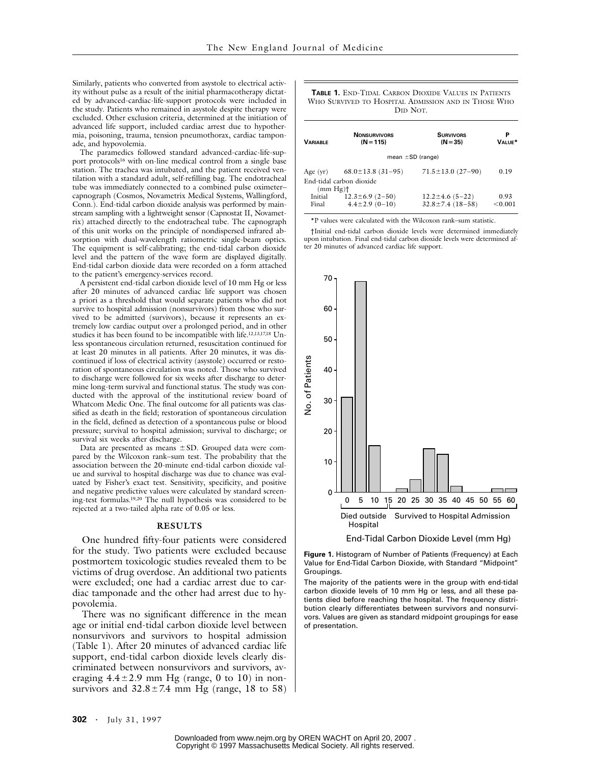Similarly, patients who converted from asystole to electrical activity without pulse as a result of the initial pharmacotherapy dictated by advanced-cardiac-life-support protocols were included in the study. Patients who remained in asystole despite therapy were excluded. Other exclusion criteria, determined at the initiation of advanced life support, included cardiac arrest due to hypothermia, poisoning, trauma, tension pneumothorax, cardiac tamponade, and hypovolemia.

The paramedics followed standard advanced-cardiac-life-support protocols[16] with on-line medical control from a single base station. The trachea was intubated, and the patient received ventilation with a standard adult, self-refilling bag. The endotracheal tube was immediately connected to a combined pulse oximeter–capnograph (Cosmos, Novametrix Medical Systems, Wallingford, Conn.). End-tidal carbon dioxide analysis was performed by mainstream sampling with a lightweight sensor (Capnostat II, Novametrix) attached directly to the endotracheal tube. The capnograph of this unit works on the principle of nondispersed infrared absorption with dual-wavelength ratiometric single-beam optics. The equipment is self-calibrating; the end-tidal carbon dioxide level and the pattern of the wave form are displayed digitally. End-tidal carbon dioxide data were recorded on a form attached to the patient's emergency-services record.

A persistent end-tidal carbon dioxide level of 10 mm Hg or less after 20 minutes of advanced cardiac life support was chosen a priori as a threshold that would separate patients who did not survive to hospital admission (nonsurvivors) from those who survived to be admitted (survivors), because it represents an extremely low cardiac output over a prolonged period, and in other studies it has been found to be incompatible with life.[12,13,17,18] Unless spontaneous circulation returned, resuscitation continued for at least 20 minutes in all patients. After 20 minutes, it was discontinued if loss of electrical activity (asystole) occurred or restoration of spontaneous circulation was noted. Those who survived to discharge were followed for six weeks after discharge to determine long-term survival and functional status. The study was conducted with the approval of the institutional review board of Whatcom Medic One. The final outcome for all patients was classified as death in the field; restoration of spontaneous circulation in the field, defined as detection of a spontaneous pulse or blood pressure; survival to hospital admission; survival to discharge; or survival six weeks after discharge.

Data are presented as means ±SD. Grouped data were compared by the Wilcoxon rank–sum test. The probability that the association between the 20-minute end-tidal carbon dioxide value and survival to hospital discharge was due to chance was evaluated by Fisher's exact test. Sensitivity, specificity, and positive and negative predictive values were calculated by standard screening-test formulas.[19,20] The null hypothesis was considered to be rejected at a two-tailed alpha rate of 0.05 or less.

## RESULTS

One hundred fifty-four patients were considered for the study. Two patients were excluded because postmortem toxicologic studies revealed them to be victims of drug overdose. An additional two patients were excluded; one had a cardiac arrest due to cardiac tamponade and the other had arrest due to hypovolemia.

There was no significant difference in the mean age or initial end-tidal carbon dioxide level between nonsurvivors and survivors to hospital admission (Table 1). After 20 minutes of advanced cardiac life support, end-tidal carbon dioxide levels clearly discriminated between nonsurvivors and survivors, averaging 4.4±2.9 mm Hg (range, 0 to 10) in nonsurvivors and 32.8±7.4 mm Hg (range, 18 to 58)

**TABLE 1.** END-TIDAL CARBON DIOXIDE VALUES IN PATIENTS WHO SURVIVED TO HOSPITAL ADMISSION AND IN THOSE WHO DID NOT.

| VARIABLE | NONSURVIVORS (N=115) | SURVIVORS (N=35) | P VALUE* |
|---|---|---|---|
| | mean ±SD (range) | | |
| Age (yr) | 68.0±13.8 (31–95) | 71.5±13.0 (27–90) | 0.19 |
| End-tidal carbon dioxide (mm Hg)† | | | |
| Initial | 12.3±6.9 (2–50) | 12.2±4.6 (5–22) | 0.93 |
| Final | 4.4±2.9 (0–10) | 32.8±7.4 (18–58) | <0.001 |

*P values were calculated with the Wilcoxon rank–sum statistic.

†Initial end-tidal carbon dioxide levels were determined immediately upon intubation. Final end-tidal carbon dioxide levels were determined after 20 minutes of advanced cardiac life support.

**Figure 1.** Histogram of Number of Patients (Frequency) at Each Value for End-Tidal Carbon Dioxide, with Standard "Midpoint" Groupings.

The majority of the patients were in the group with end-tidal carbon dioxide levels of 10 mm Hg or less, and all these patients died before reaching the hospital. The frequency distribution clearly differentiates between survivors and nonsurvivors. Values are given as standard midpoint groupings for ease of presentation.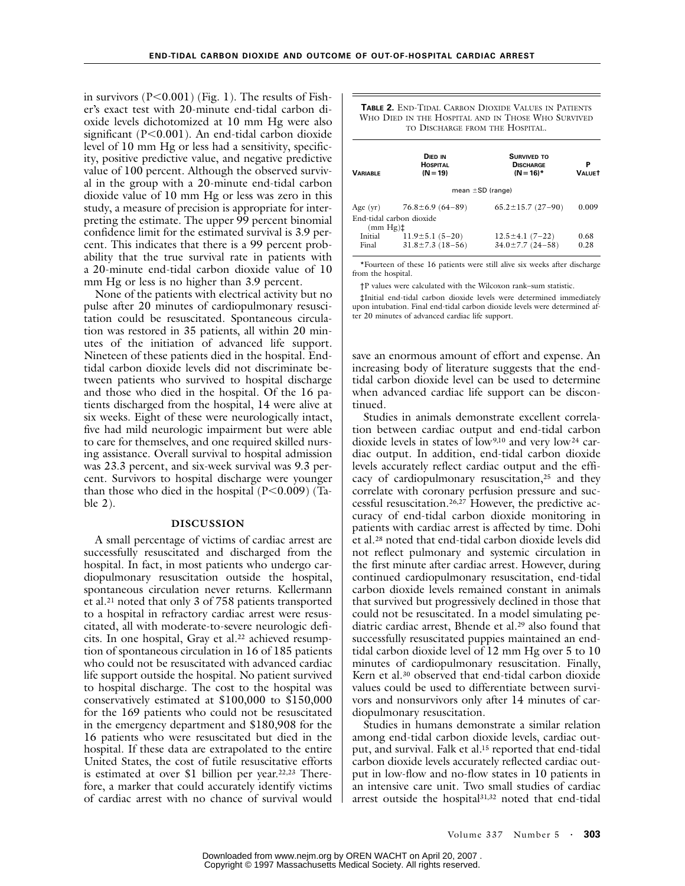in survivors (P<0.001) (Fig. 1). The results of Fisher's exact test with 20-minute end-tidal carbon dioxide levels dichotomized at 10 mm Hg were also significant (P<0.001). An end-tidal carbon dioxide level of 10 mm Hg or less had a sensitivity, specificity, positive predictive value, and negative predictive value of 100 percent. Although the observed survival in the group with a 20-minute end-tidal carbon dioxide value of 10 mm Hg or less was zero in this study, a measure of precision is appropriate for interpreting the estimate. The upper 99 percent binomial confidence limit for the estimated survival is 3.9 percent. This indicates that there is a 99 percent probability that the true survival rate in patients with a 20-minute end-tidal carbon dioxide value of 10 mm Hg or less is no higher than 3.9 percent.

None of the patients with electrical activity but no pulse after 20 minutes of cardiopulmonary resuscitation could be resuscitated. Spontaneous circulation was restored in 35 patients, all within 20 minutes of the initiation of advanced life support. Nineteen of these patients died in the hospital. End-tidal carbon dioxide levels did not discriminate between patients who survived to hospital discharge and those who died in the hospital. Of the 16 patients discharged from the hospital, 14 were alive at six weeks. Eight of these were neurologically intact, five had mild neurologic impairment but were able to care for themselves, and one required skilled nursing assistance. Overall survival to hospital admission was 23.3 percent, and six-week survival was 9.3 percent. Survivors to hospital discharge were younger than those who died in the hospital (P<0.009) (Table 2).

**Table 2.** End-Tidal Carbon Dioxide Values in Patients Who Died in the Hospital and in Those Who Survived to Discharge from the Hospital.

| Variable | Died in Hospital (N=19) | Survived to Discharge (N=16)* | P Value† |
|---|---|---|---|
| | mean ±SD (range) | | |
| Age (yr) | 76.8±6.9 (64–89) | 65.2±15.7 (27–90) | 0.009 |
| End-tidal carbon dioxide (mm Hg)‡ | | | |
| Initial | 11.9±5.1 (5–20) | 12.5±4.1 (7–22) | 0.68 |
| Final | 31.8±7.3 (18–56) | 34.0±7.7 (24–58) | 0.28 |

*Fourteen of these 16 patients were still alive six weeks after discharge from the hospital.

†P values were calculated with the Wilcoxon rank–sum statistic.

‡Initial end-tidal carbon dioxide levels were determined immediately upon intubation. Final end-tidal carbon dioxide levels were determined after 20 minutes of advanced cardiac life support.

## DISCUSSION

A small percentage of victims of cardiac arrest are successfully resuscitated and discharged from the hospital. In fact, in most patients who undergo cardiopulmonary resuscitation outside the hospital, spontaneous circulation never returns. Kellermann et al.[21] noted that only 3 of 758 patients transported to a hospital in refractory cardiac arrest were resuscitated, all with moderate-to-severe neurologic deficits. In one hospital, Gray et al.[22] achieved resumption of spontaneous circulation in 16 of 185 patients who could not be resuscitated with advanced cardiac life support outside the hospital. No patient survived to hospital discharge. The cost to the hospital was conservatively estimated at $100,000 to $150,000 for the 169 patients who could not be resuscitated in the emergency department and $180,908 for the 16 patients who were resuscitated but died in the hospital. If these data are extrapolated to the entire United States, the cost of futile resuscitative efforts is estimated at over $1 billion per year.[22,23] Therefore, a marker that could accurately identify victims of cardiac arrest with no chance of survival would save an enormous amount of effort and expense. An increasing body of literature suggests that the end-tidal carbon dioxide level can be used to determine when advanced cardiac life support can be discontinued.

Studies in animals demonstrate excellent correlation between cardiac output and end-tidal carbon dioxide levels in states of low[9,10] and very low[24] cardiac output. In addition, end-tidal carbon dioxide levels accurately reflect cardiac output and the efficacy of cardiopulmonary resuscitation,[25] and they correlate with coronary perfusion pressure and successful resuscitation.[26,27] However, the predictive accuracy of end-tidal carbon dioxide monitoring in patients with cardiac arrest is affected by time. Dohi et al.[28] noted that end-tidal carbon dioxide levels did not reflect pulmonary and systemic circulation in the first minute after cardiac arrest. However, during continued cardiopulmonary resuscitation, end-tidal carbon dioxide levels remained constant in animals that survived but progressively declined in those that could not be resuscitated. In a model simulating pediatric cardiac arrest, Bhende et al.[29] also found that successfully resuscitated puppies maintained an end-tidal carbon dioxide level of 12 mm Hg over 5 to 10 minutes of cardiopulmonary resuscitation. Finally, Kern et al.[30] observed that end-tidal carbon dioxide values could be used to differentiate between survivors and nonsurvivors only after 14 minutes of cardiopulmonary resuscitation.

Studies in humans demonstrate a similar relation among end-tidal carbon dioxide levels, cardiac output, and survival. Falk et al.[15] reported that end-tidal carbon dioxide levels accurately reflected cardiac output in low-flow and no-flow states in 10 patients in an intensive care unit. Two small studies of cardiac arrest outside the hospital[31,32] noted that end-tidal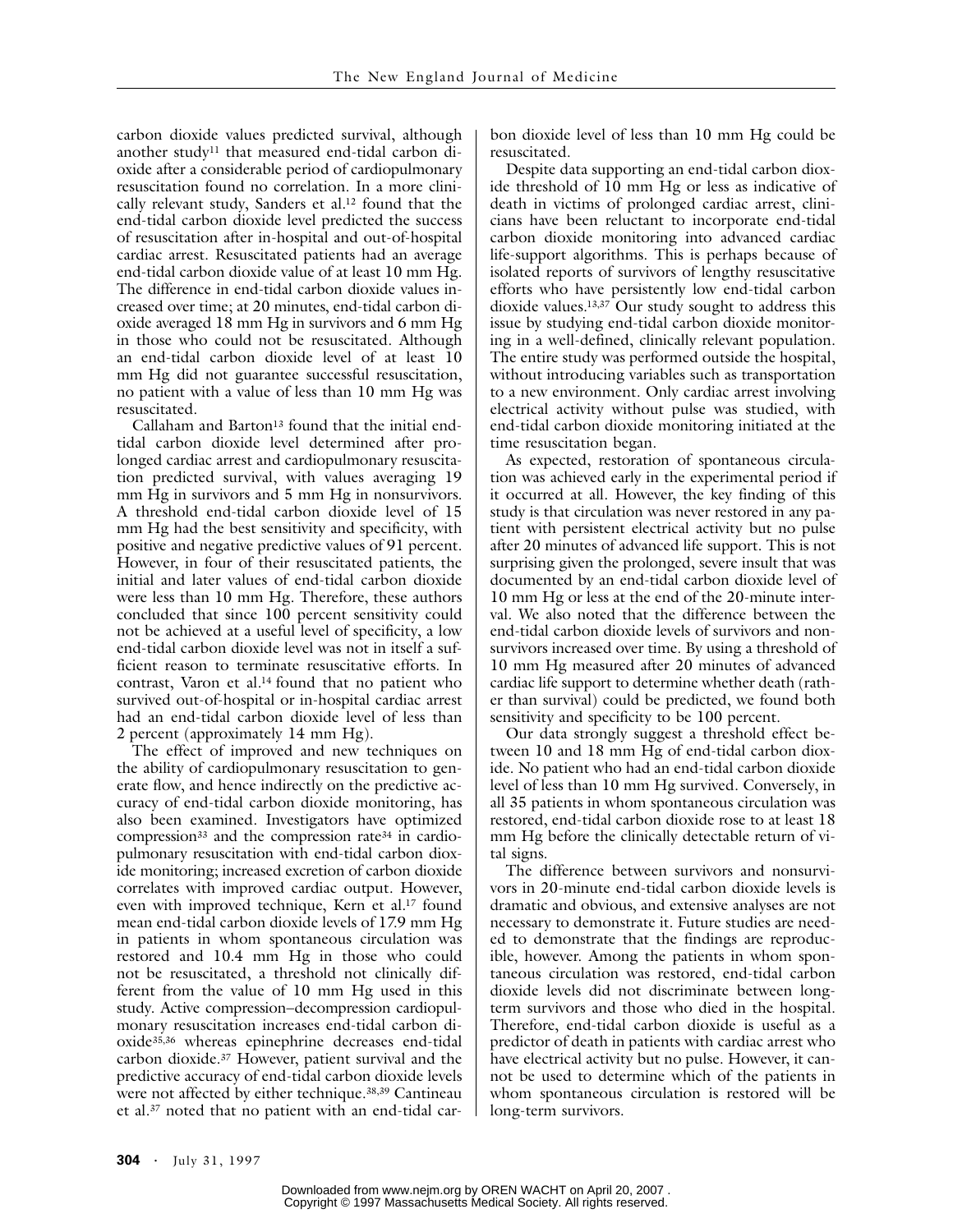carbon dioxide values predicted survival, although another study[11] that measured end-tidal carbon dioxide after a considerable period of cardiopulmonary resuscitation found no correlation. In a more clinically relevant study, Sanders et al.[12] found that the end-tidal carbon dioxide level predicted the success of resuscitation after in-hospital and out-of-hospital cardiac arrest. Resuscitated patients had an average end-tidal carbon dioxide value of at least 10 mm Hg. The difference in end-tidal carbon dioxide values increased over time; at 20 minutes, end-tidal carbon dioxide averaged 18 mm Hg in survivors and 6 mm Hg in those who could not be resuscitated. Although an end-tidal carbon dioxide level of at least 10 mm Hg did not guarantee successful resuscitation, no patient with a value of less than 10 mm Hg was resuscitated.

Callaham and Barton[13] found that the initial end-tidal carbon dioxide level determined after prolonged cardiac arrest and cardiopulmonary resuscitation predicted survival, with values averaging 19 mm Hg in survivors and 5 mm Hg in nonsurvivors. A threshold end-tidal carbon dioxide level of 15 mm Hg had the best sensitivity and specificity, with positive and negative predictive values of 91 percent. However, in four of their resuscitated patients, the initial and later values of end-tidal carbon dioxide were less than 10 mm Hg. Therefore, these authors concluded that since 100 percent sensitivity could not be achieved at a useful level of specificity, a low end-tidal carbon dioxide level was not in itself a sufficient reason to terminate resuscitative efforts. In contrast, Varon et al.[14] found that no patient who survived out-of-hospital or in-hospital cardiac arrest had an end-tidal carbon dioxide level of less than 2 percent (approximately 14 mm Hg).

The effect of improved and new techniques on the ability of cardiopulmonary resuscitation to generate flow, and hence indirectly on the predictive accuracy of end-tidal carbon dioxide monitoring, has also been examined. Investigators have optimized compression[33] and the compression rate[34] in cardiopulmonary resuscitation with end-tidal carbon dioxide monitoring; increased excretion of carbon dioxide correlates with improved cardiac output. However, even with improved technique, Kern et al.[17] found mean end-tidal carbon dioxide levels of 17.9 mm Hg in patients in whom spontaneous circulation was restored and 10.4 mm Hg in those who could not be resuscitated, a threshold not clinically different from the value of 10 mm Hg used in this study. Active compression–decompression cardiopulmonary resuscitation increases end-tidal carbon dioxide[35,36] whereas epinephrine decreases end-tidal carbon dioxide.[37] However, patient survival and the predictive accuracy of end-tidal carbon dioxide levels were not affected by either technique.[38,39] Cantineau et al.[37] noted that no patient with an end-tidal carbon dioxide level of less than 10 mm Hg could be resuscitated.

Despite data supporting an end-tidal carbon dioxide threshold of 10 mm Hg or less as indicative of death in victims of prolonged cardiac arrest, clinicians have been reluctant to incorporate end-tidal carbon dioxide monitoring into advanced cardiac life-support algorithms. This is perhaps because of isolated reports of survivors of lengthy resuscitative efforts who have persistently low end-tidal carbon dioxide values.[13,37] Our study sought to address this issue by studying end-tidal carbon dioxide monitoring in a well-defined, clinically relevant population. The entire study was performed outside the hospital, without introducing variables such as transportation to a new environment. Only cardiac arrest involving electrical activity without pulse was studied, with end-tidal carbon dioxide monitoring initiated at the time resuscitation began.

As expected, restoration of spontaneous circulation was achieved early in the experimental period if it occurred at all. However, the key finding of this study is that circulation was never restored in any patient with persistent electrical activity but no pulse after 20 minutes of advanced life support. This is not surprising given the prolonged, severe insult that was documented by an end-tidal carbon dioxide level of 10 mm Hg or less at the end of the 20-minute interval. We also noted that the difference between the end-tidal carbon dioxide levels of survivors and nonsurvivors increased over time. By using a threshold of 10 mm Hg measured after 20 minutes of advanced cardiac life support to determine whether death (rather than survival) could be predicted, we found both sensitivity and specificity to be 100 percent.

Our data strongly suggest a threshold effect between 10 and 18 mm Hg of end-tidal carbon dioxide. No patient who had an end-tidal carbon dioxide level of less than 10 mm Hg survived. Conversely, in all 35 patients in whom spontaneous circulation was restored, end-tidal carbon dioxide rose to at least 18 mm Hg before the clinically detectable return of vital signs.

The difference between survivors and nonsurvivors in 20-minute end-tidal carbon dioxide levels is dramatic and obvious, and extensive analyses are not necessary to demonstrate it. Future studies are needed to demonstrate that the findings are reproducible, however. Among the patients in whom spontaneous circulation was restored, end-tidal carbon dioxide levels did not discriminate between long-term survivors and those who died in the hospital. Therefore, end-tidal carbon dioxide is useful as a predictor of death in patients with cardiac arrest who have electrical activity but no pulse. However, it cannot be used to determine which of the patients in whom spontaneous circulation is restored will be long-term survivors.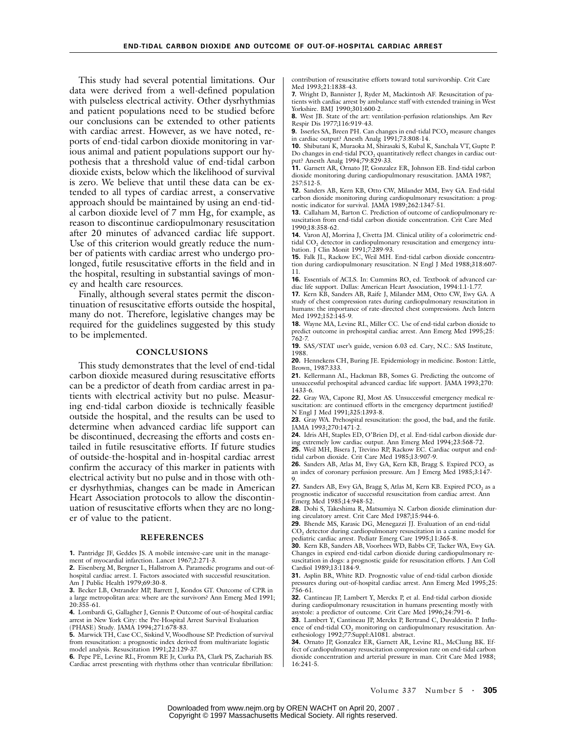This study had several potential limitations. Our data were derived from a well-defined population with pulseless electrical activity. Other dysrhythmias and patient populations need to be studied before our conclusions can be extended to other patients with cardiac arrest. However, as we have noted, reports of end-tidal carbon dioxide monitoring in various animal and patient populations support our hypothesis that a threshold value of end-tidal carbon dioxide exists, below which the likelihood of survival is zero. We believe that until these data can be extended to all types of cardiac arrest, a conservative approach should be maintained by using an end-tidal carbon dioxide level of 7 mm Hg, for example, as reason to discontinue cardiopulmonary resuscitation after 20 minutes of advanced cardiac life support. Use of this criterion would greatly reduce the number of patients with cardiac arrest who undergo prolonged, futile resuscitative efforts in the field and in the hospital, resulting in substantial savings of money and health care resources.

Finally, although several states permit the discontinuation of resuscitative efforts outside the hospital, many do not. Therefore, legislative changes may be required for the guidelines suggested by this study to be implemented.

## CONCLUSIONS

This study demonstrates that the level of end-tidal carbon dioxide measured during resuscitative efforts can be a predictor of death from cardiac arrest in patients with electrical activity but no pulse. Measuring end-tidal carbon dioxide is technically feasible outside the hospital, and the results can be used to determine when advanced cardiac life support can be discontinued, decreasing the efforts and costs entailed in futile resuscitative efforts. If future studies of outside-the-hospital and in-hospital cardiac arrest confirm the accuracy of this marker in patients with electrical activity but no pulse and in those with other dysrhythmias, changes can be made in American Heart Association protocols to allow the discontinuation of resuscitative efforts when they are no longer of value to the patient.

## REFERENCES

**1.** Pantridge JF, Geddes JS. A mobile intensive-care unit in the management of myocardial infarction. Lancet 1967;2:271-3.

**2.** Eisenberg M, Bergner L, Hallstrom A. Paramedic programs and out-of-hospital cardiac arrest. I. Factors associated with successful resuscitation. Am J Public Health 1979;69:30-8.

**3.** Becker LB, Ostrander MP, Barrett J, Kondos GT. Outcome of CPR in a large metropolitan area: where are the survivors? Ann Emerg Med 1991;20:355-61.

**4.** Lombardi G, Gallagher J, Gennis P. Outcome of out-of-hospital cardiac arrest in New York City: the Pre-Hospital Arrest Survival Evaluation (PHASE) Study. JAMA 1994;271:678-83.

**5.** Marwick TH, Case CC, Siskind V, Woodhouse SP. Prediction of survival from resuscitation: a prognostic index derived from multivariate logistic model analysis. Resuscitation 1991;22:129-37.

**6.** Pepe PE, Levine RL, Fromm RE Jr, Curka PA, Clark PS, Zachariah BS. Cardiac arrest presenting with rhythms other than ventricular fibrillation: contribution of resuscitative efforts toward total survivorship. Crit Care Med 1993;21:1838-43.

**7.** Wright D, Bannister J, Ryder M, Mackintosh AF. Resuscitation of patients with cardiac arrest by ambulance staff with extended training in West Yorkshire. BMJ 1990;301:600-2.

**8.** West JB. State of the art: ventilation-perfusion relationships. Am Rev Respir Dis 1977;116:919-43.

**9.** Isserles SA, Breen PH. Can changes in end-tidal $PCO_2$ measure changes in cardiac output? Anesth Analg 1991;73:808-14.

**10.** Shibutani K, Muraoka M, Shirasaki S, Kubal K, Sanchala VT, Gupte P. Do changes in end-tidal $PCO_2$ quantitatively reflect changes in cardiac output? Anesth Analg 1994;79:829-33.

**11.** Garnett AR, Ornato JP, Gonzalez ER, Johnson EB. End-tidal carbon dioxide monitoring during cardiopulmonary resuscitation. JAMA 1987;257:512-5.

**12.** Sanders AB, Kern KB, Otto CW, Milander MM, Ewy GA. End-tidal carbon dioxide monitoring during cardiopulmonary resuscitation: a prognostic indicator for survival. JAMA 1989;262:1347-51.

**13.** Callaham M, Barton C. Prediction of outcome of cardiopulmonary resuscitation from end-tidal carbon dioxide concentration. Crit Care Med 1990;18:358-62.

**14.** Varon AJ, Morrina J, Civetta JM. Clinical utility of a colorimetric end-tidal $CO_2$ detector in cardiopulmonary resuscitation and emergency intubation. J Clin Monit 1991;7:289-93.

**15.** Falk JL, Rackow EC, Weil MH. End-tidal carbon dioxide concentration during cardiopulmonary resuscitation. N Engl J Med 1988;318:607-11.

**16.** Essentials of ACLS. In: Cummins RO, ed. Textbook of advanced cardiac life support. Dallas: American Heart Association, 1994:1.1-1.77.

**17.** Kern KB, Sanders AB, Raife J, Milander MM, Otto CW, Ewy GA. A study of chest compression rates during cardiopulmonary resuscitation in humans: the importance of rate-directed chest compressions. Arch Intern Med 1992;152:145-9.

**18.** Wayne MA, Levine RL, Miller CC. Use of end-tidal carbon dioxide to predict outcome in prehospital cardiac arrest. Ann Emerg Med 1995;25:762-7.

**19.** SAS/STAT user's guide, version 6.03 ed. Cary, N.C.: SAS Institute, 1988.

**20.** Hennekens CH, Buring JE. Epidemiology in medicine. Boston: Little, Brown, 1987:333.

**21.** Kellermann AL, Hackman BB, Somes G. Predicting the outcome of unsuccessful prehospital advanced cardiac life support. JAMA 1993;270:1433-6.

**22.** Gray WA, Capone RJ, Most AS. Unsuccessful emergency medical resuscitation: are continued efforts in the emergency department justified? N Engl J Med 1991;325:1393-8.

**23.** Gray WA. Prehospital resuscitation: the good, the bad, and the futile. JAMA 1993;270:1471-2.

**24.** Idris AH, Staples ED, O'Brien DJ, et al. End-tidal carbon dioxide during extremely low cardiac output. Ann Emerg Med 1994;23:568-72.

**25.** Weil MH, Bisera J, Trevino RP, Rackow EC. Cardiac output and end-tidal carbon dioxide. Crit Care Med 1985;13:907-9.

**26.** Sanders AB, Atlas M, Ewy GA, Kern KB, Bragg S. Expired $PCO_2$ as an index of coronary perfusion pressure. Am J Emerg Med 1985;3:147-9.

**27.** Sanders AB, Ewy GA, Bragg S, Atlas M, Kern KB. Expired $PCO_2$ as a prognostic indicator of successful resuscitation from cardiac arrest. Ann Emerg Med 1985;14:948-52.

**28.** Dohi S, Takeshima R, Matsumiya N. Carbon dioxide elimination during circulatory arrest. Crit Care Med 1987;15:944-6.

**29.** Bhende MS, Karasic DG, Menegazzi JJ. Evaluation of an end-tidal $CO_2$ detector during cardiopulmonary resuscitation in a canine model for pediatric cardiac arrest. Pediatr Emerg Care 1995;11:365-8.

**30.** Kern KB, Sanders AB, Voorhees WD, Babbs CF, Tacker WA, Ewy GA. Changes in expired end-tidal carbon dioxide during cardiopulmonary resuscitation in dogs: a prognostic guide for resuscitation efforts. J Am Coll Cardiol 1989;13:1184-9.

**31.** Asplin BR, White RD. Prognostic value of end-tidal carbon dioxide pressures during out-of-hospital cardiac arrest. Ann Emerg Med 1995;25:756-61.

**32.** Cantineau JP, Lambert Y, Merckx P, et al. End-tidal carbon dioxide during cardiopulmonary resuscitation in humans presenting mostly with asystole: a predictor of outcome. Crit Care Med 1996;24:791-6.

**33.** Lambert Y, Cantineau JP, Merckx P, Bertrand C, Duvaldestin P. Influence of end-tidal $CO_2$ monitoring on cardiopulmonary resuscitation. Anesthesiology 1992;77:Suppl:A1081. abstract.

**34.** Ornato JP, Gonzalez ER, Garnett AR, Levine RL, McClung BK. Effect of cardiopulmonary resuscitation compression rate on end-tidal carbon dioxide concentration and arterial pressure in man. Crit Care Med 1988;16:241-5.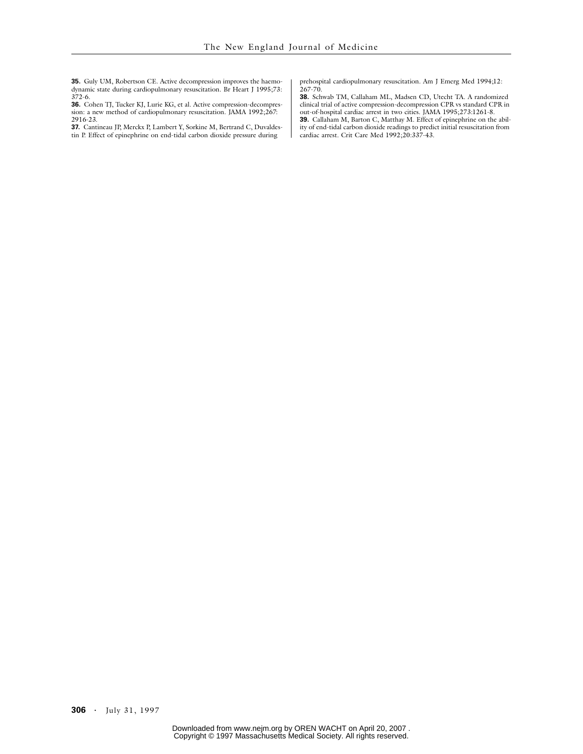**35.** Guly UM, Robertson CE. Active decompression improves the haemodynamic state during cardiopulmonary resuscitation. Br Heart J 1995;73:372-6.

**36.** Cohen TJ, Tucker KJ, Lurie KG, et al. Active compression-decompression: a new method of cardiopulmonary resuscitation. JAMA 1992;267:2916-23.

**37.** Cantineau JP, Merckx P, Lambert Y, Sorkine M, Bertrand C, Duvaldestin P. Effect of epinephrine on end-tidal carbon dioxide pressure during prehospital cardiopulmonary resuscitation. Am J Emerg Med 1994;12:267-70.

**38.** Schwab TM, Callaham ML, Madsen CD, Utecht TA. A randomized clinical trial of active compression-decompression CPR vs standard CPR in out-of-hospital cardiac arrest in two cities. JAMA 1995;273:1261-8.

**39.** Callaham M, Barton C, Matthay M. Effect of epinephrine on the ability of end-tidal carbon dioxide readings to predict initial resuscitation from cardiac arrest. Crit Care Med 1992;20:337-43.

Downloaded from www.nejm.org by OREN WACHT on April 20, 2007 .
Copyright © 1997 Massachusetts Medical Society. All rights reserved.